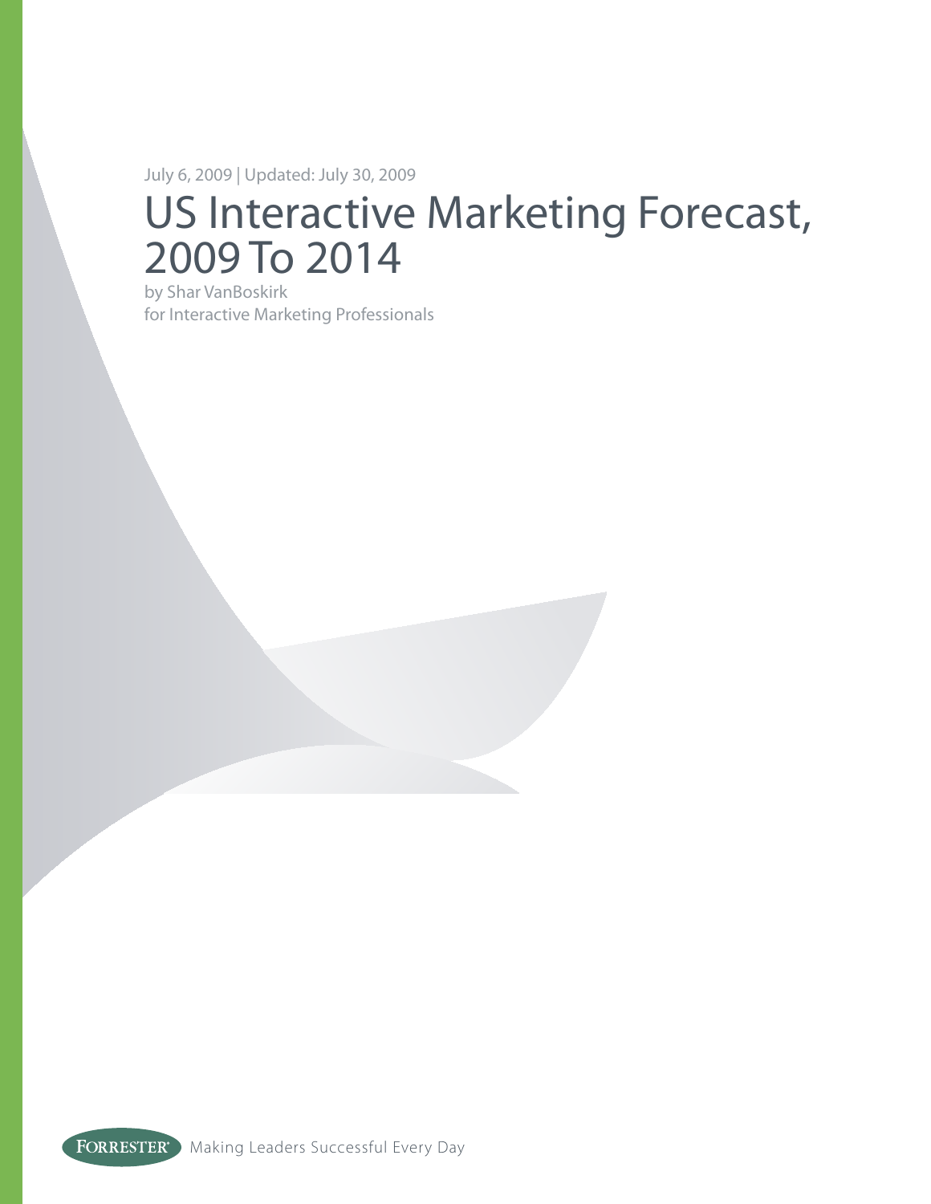July 6, 2009 | Updated: July 30, 2009

# US Interactive Marketing Forecast, 2009 To 2014

by Shar VanBoskirk
for Interactive Marketing Professionals

FORRESTER® Making Leaders Successful Every Day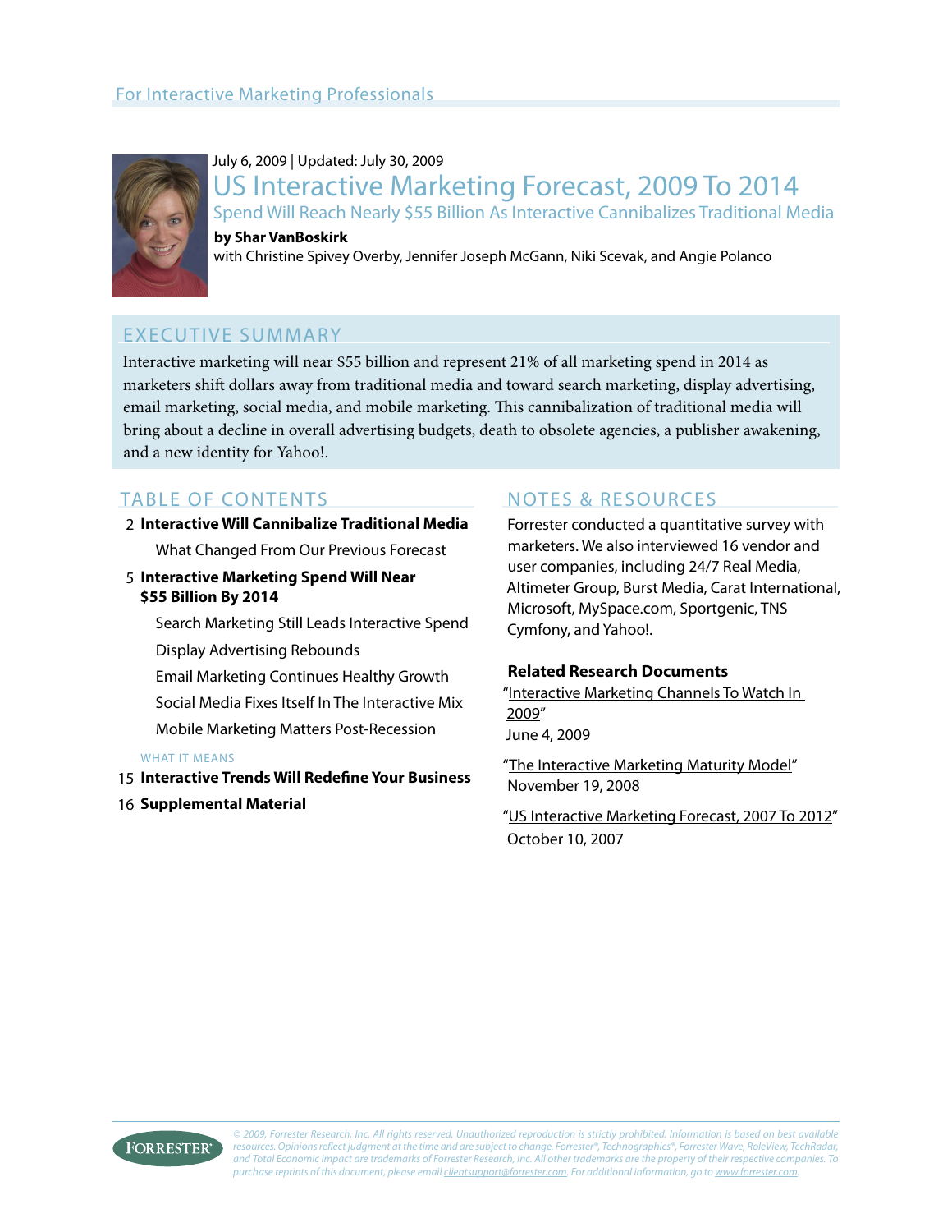For Interactive Marketing Professionals

July 6, 2009 | Updated: July 30, 2009

# US Interactive Marketing Forecast, 2009 To 2014

## Spend Will Reach Nearly $55 Billion As Interactive Cannibalizes Traditional Media

**by Shar VanBoskirk**

with Christine Spivey Overby, Jennifer Joseph McGann, Niki Scevak, and Angie Polanco

## EXECUTIVE SUMMARY

Interactive marketing will near $55 billion and represent 21% of all marketing spend in 2014 as marketers shift dollars away from traditional media and toward search marketing, display advertising, email marketing, social media, and mobile marketing. This cannibalization of traditional media will bring about a decline in overall advertising budgets, death to obsolete agencies, a publisher awakening, and a new identity for Yahoo!.

## TABLE OF CONTENTS

2 **Interactive Will Cannibalize Traditional Media**

- What Changed From Our Previous Forecast

5 **Interactive Marketing Spend Will Near $55 Billion By 2014**

- Search Marketing Still Leads Interactive Spend
- Display Advertising Rebounds
- Email Marketing Continues Healthy Growth
- Social Media Fixes Itself In The Interactive Mix
- Mobile Marketing Matters Post-Recession

WHAT IT MEANS

15 **Interactive Trends Will Redefine Your Business**

16 **Supplemental Material**

## NOTES & RESOURCES

Forrester conducted a quantitative survey with marketers. We also interviewed 16 vendor and user companies, including 24/7 Real Media, Altimeter Group, Burst Media, Carat International, Microsoft, MySpace.com, Sportgenic, TNS Cymfony, and Yahoo!.

**Related Research Documents**

"Interactive Marketing Channels To Watch In 2009"
June 4, 2009

"The Interactive Marketing Maturity Model"
November 19, 2008

"US Interactive Marketing Forecast, 2007 To 2012"
October 10, 2007

*© 2009, Forrester Research, Inc. All rights reserved. Unauthorized reproduction is strictly prohibited. Information is based on best available resources. Opinions reflect judgment at the time and are subject to change. Forrester®, Technographics®, Forrester Wave, RoleView, TechRadar, and Total Economic Impact are trademarks of Forrester Research, Inc. All other trademarks are the property of their respective companies. To purchase reprints of this document, please email clientsupport@forrester.com. For additional information, go to www.forrester.com.*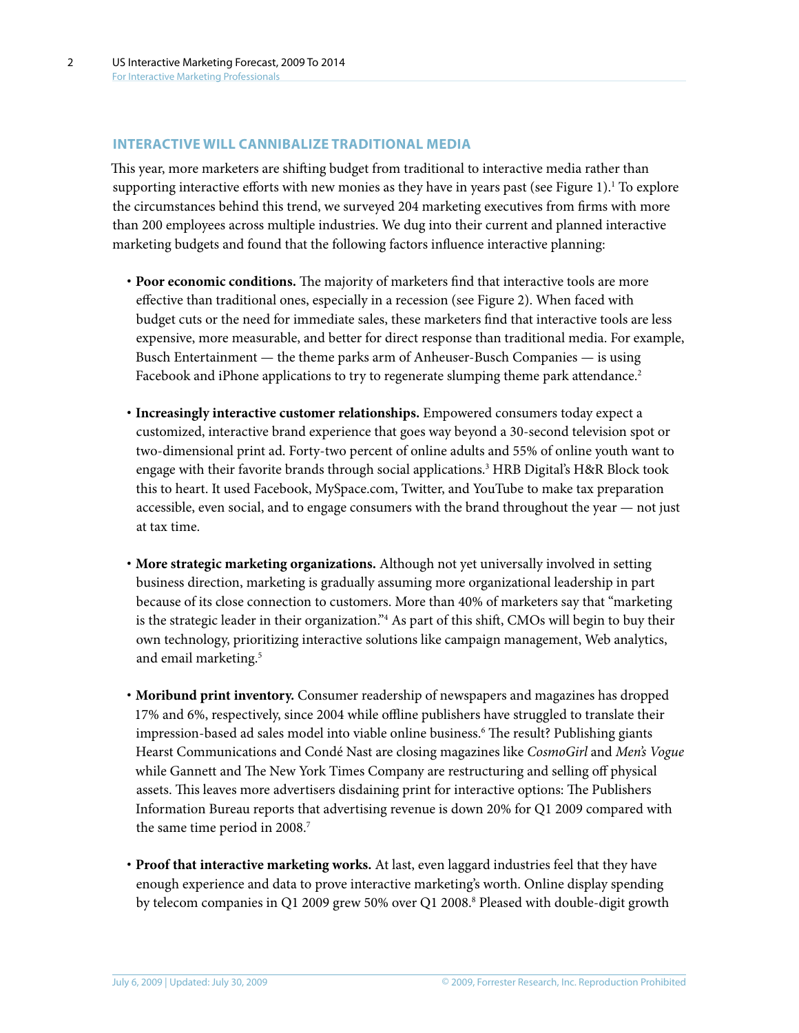## INTERACTIVE WILL CANNIBALIZE TRADITIONAL MEDIA

This year, more marketers are shifting budget from traditional to interactive media rather than supporting interactive efforts with new monies as they have in years past (see Figure 1).[1] To explore the circumstances behind this trend, we surveyed 204 marketing executives from firms with more than 200 employees across multiple industries. We dug into their current and planned interactive marketing budgets and found that the following factors influence interactive planning:

- **Poor economic conditions.** The majority of marketers find that interactive tools are more effective than traditional ones, especially in a recession (see Figure 2). When faced with budget cuts or the need for immediate sales, these marketers find that interactive tools are less expensive, more measurable, and better for direct response than traditional media. For example, Busch Entertainment — the theme parks arm of Anheuser-Busch Companies — is using Facebook and iPhone applications to try to regenerate slumping theme park attendance.[2]

- **Increasingly interactive customer relationships.** Empowered consumers today expect a customized, interactive brand experience that goes way beyond a 30-second television spot or two-dimensional print ad. Forty-two percent of online adults and 55% of online youth want to engage with their favorite brands through social applications.[3] HRB Digital's H&R Block took this to heart. It used Facebook, MySpace.com, Twitter, and YouTube to make tax preparation accessible, even social, and to engage consumers with the brand throughout the year — not just at tax time.

- **More strategic marketing organizations.** Although not yet universally involved in setting business direction, marketing is gradually assuming more organizational leadership in part because of its close connection to customers. More than 40% of marketers say that "marketing is the strategic leader in their organization."[4] As part of this shift, CMOs will begin to buy their own technology, prioritizing interactive solutions like campaign management, Web analytics, and email marketing.[5]

- **Moribund print inventory.** Consumer readership of newspapers and magazines has dropped 17% and 6%, respectively, since 2004 while offline publishers have struggled to translate their impression-based ad sales model into viable online business.[6] The result? Publishing giants Hearst Communications and Condé Nast are closing magazines like *CosmoGirl* and *Men's Vogue* while Gannett and The New York Times Company are restructuring and selling off physical assets. This leaves more advertisers disdaining print for interactive options: The Publishers Information Bureau reports that advertising revenue is down 20% for Q1 2009 compared with the same time period in 2008.[7]

- **Proof that interactive marketing works.** At last, even laggard industries feel that they have enough experience and data to prove interactive marketing's worth. Online display spending by telecom companies in Q1 2009 grew 50% over Q1 2008.[8] Pleased with double-digit growth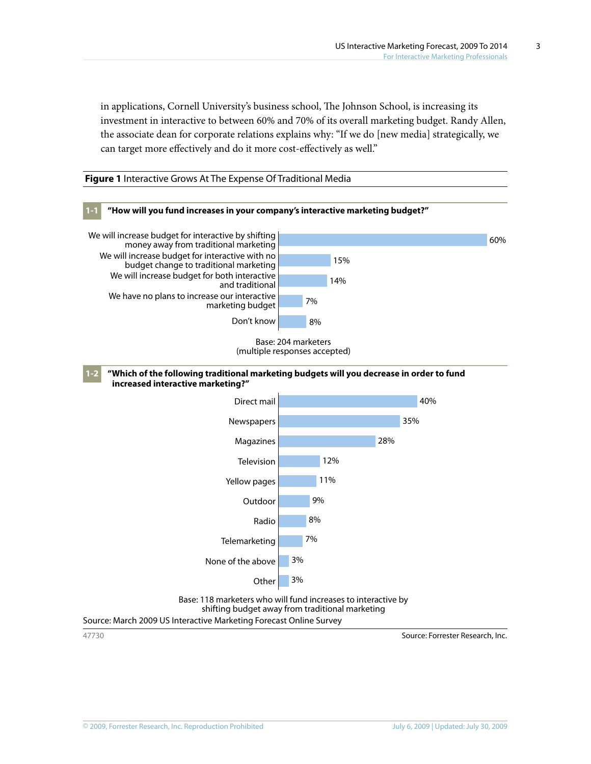in applications, Cornell University's business school, The Johnson School, is increasing its investment in interactive to between 60% and 70% of its overall marketing budget. Randy Allen, the associate dean for corporate relations explains why: "If we do [new media] strategically, we can target more effectively and do it more cost-effectively as well."

**Figure 1** Interactive Grows At The Expense Of Traditional Media

**1-1 "How will you fund increases in your company's interactive marketing budget?"**

| Response | Percent |
|---|---|
| We will increase budget for interactive by shifting money away from traditional marketing | 60% |
| We will increase budget for interactive with no budget change to traditional marketing | 15% |
| We will increase budget for both interactive and traditional | 14% |
| We have no plans to increase our interactive marketing budget | 7% |
| Don't know | 8% |

Base: 204 marketers
(multiple responses accepted)

**1-2 "Which of the following traditional marketing budgets will you decrease in order to fund increased interactive marketing?"**

| Budget | Percent |
|---|---|
| Direct mail | 40% |
| Newspapers | 35% |
| Magazines | 28% |
| Television | 12% |
| Yellow pages | 11% |
| Outdoor | 9% |
| Radio | 8% |
| Telemarketing | 7% |
| None of the above | 3% |
| Other | 3% |

Base: 118 marketers who will fund increases to interactive by shifting budget away from traditional marketing

Source: March 2009 US Interactive Marketing Forecast Online Survey

47730 Source: Forrester Research, Inc.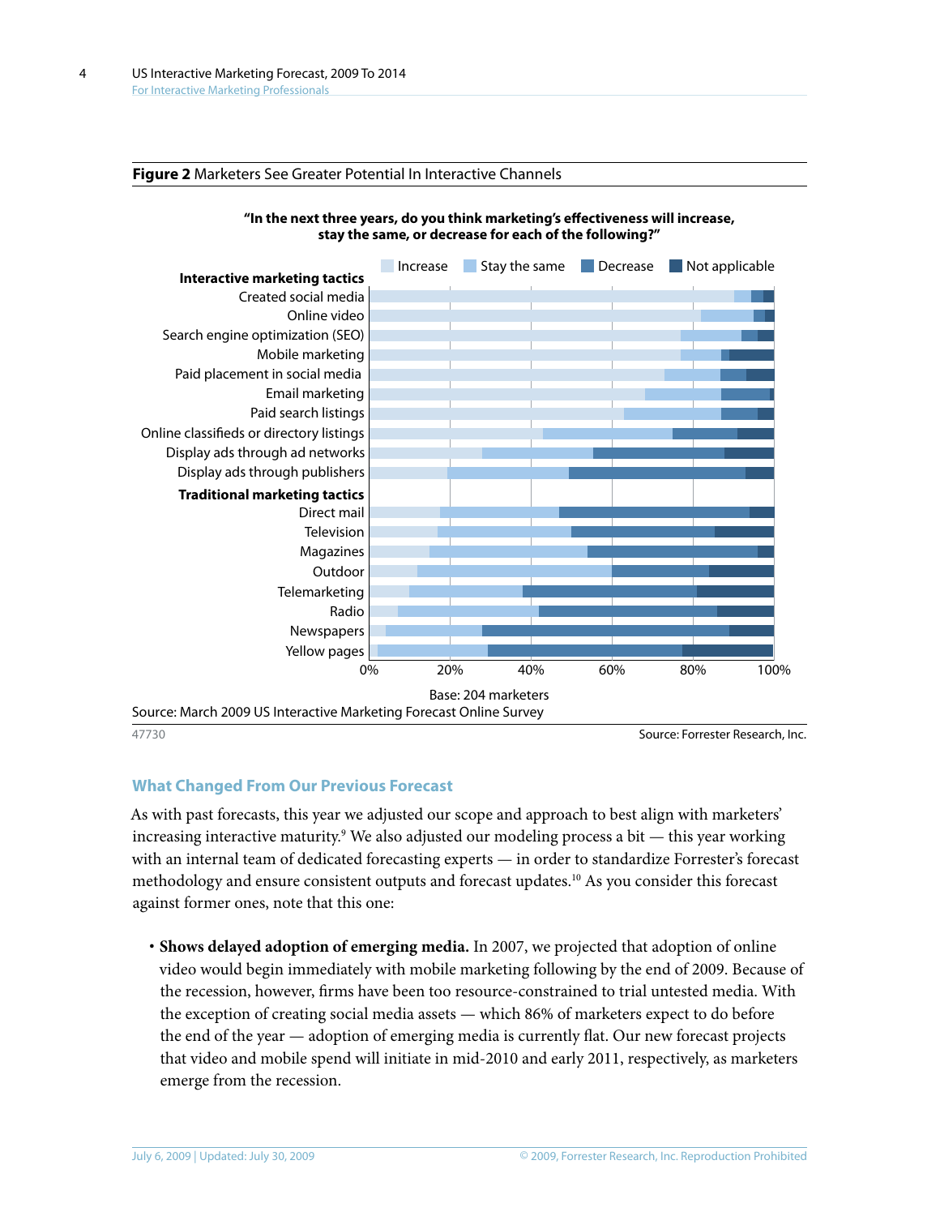**Figure 2** Marketers See Greater Potential In Interactive Channels

**"In the next three years, do you think marketing's effectiveness will increase, stay the same, or decrease for each of the following?"**

Increase | Stay the same | Decrease | Not applicable

**Interactive marketing tactics**
- Created social media
- Online video
- Search engine optimization (SEO)
- Mobile marketing
- Paid placement in social media
- Email marketing
- Paid search listings
- Online classifieds or directory listings
- Display ads through ad networks
- Display ads through publishers

**Traditional marketing tactics**
- Direct mail
- Television
- Magazines
- Outdoor
- Telemarketing
- Radio
- Newspapers
- Yellow pages

0% 20% 40% 60% 80% 100%

Base: 204 marketers

Source: March 2009 US Interactive Marketing Forecast Online Survey

47730

Source: Forrester Research, Inc.

## What Changed From Our Previous Forecast

As with past forecasts, this year we adjusted our scope and approach to best align with marketers' increasing interactive maturity.[9] We also adjusted our modeling process a bit — this year working with an internal team of dedicated forecasting experts — in order to standardize Forrester's forecast methodology and ensure consistent outputs and forecast updates.[10] As you consider this forecast against former ones, note that this one:

- **Shows delayed adoption of emerging media.** In 2007, we projected that adoption of online video would begin immediately with mobile marketing following by the end of 2009. Because of the recession, however, firms have been too resource-constrained to trial untested media. With the exception of creating social media assets — which 86% of marketers expect to do before the end of the year — adoption of emerging media is currently flat. Our new forecast projects that video and mobile spend will initiate in mid-2010 and early 2011, respectively, as marketers emerge from the recession.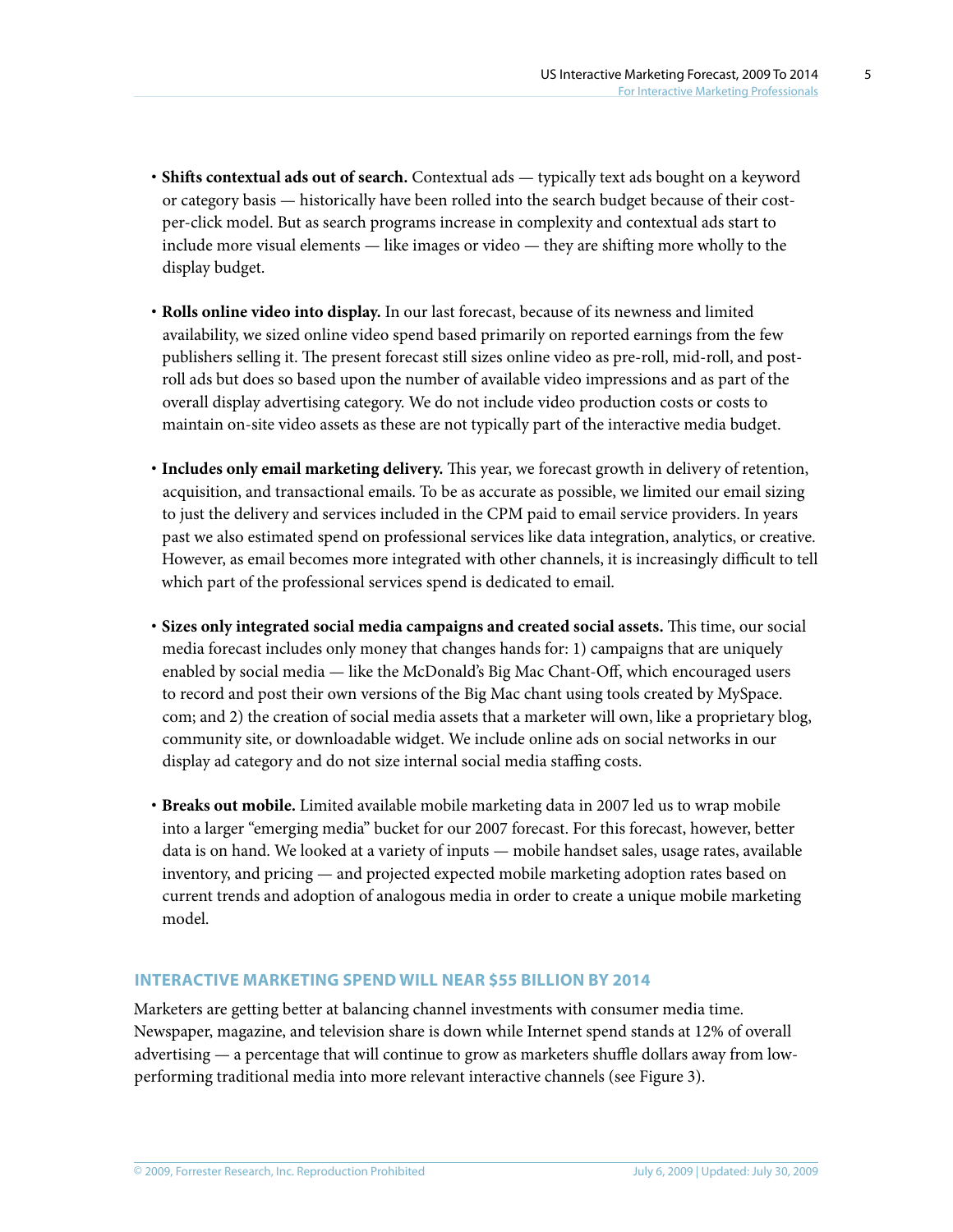- **Shifts contextual ads out of search.** Contextual ads — typically text ads bought on a keyword or category basis — historically have been rolled into the search budget because of their cost-per-click model. But as search programs increase in complexity and contextual ads start to include more visual elements — like images or video — they are shifting more wholly to the display budget.

- **Rolls online video into display.** In our last forecast, because of its newness and limited availability, we sized online video spend based primarily on reported earnings from the few publishers selling it. The present forecast still sizes online video as pre-roll, mid-roll, and post-roll ads but does so based upon the number of available video impressions and as part of the overall display advertising category. We do not include video production costs or costs to maintain on-site video assets as these are not typically part of the interactive media budget.

- **Includes only email marketing delivery.** This year, we forecast growth in delivery of retention, acquisition, and transactional emails. To be as accurate as possible, we limited our email sizing to just the delivery and services included in the CPM paid to email service providers. In years past we also estimated spend on professional services like data integration, analytics, or creative. However, as email becomes more integrated with other channels, it is increasingly difficult to tell which part of the professional services spend is dedicated to email.

- **Sizes only integrated social media campaigns and created social assets.** This time, our social media forecast includes only money that changes hands for: 1) campaigns that are uniquely enabled by social media — like the McDonald's Big Mac Chant-Off, which encouraged users to record and post their own versions of the Big Mac chant using tools created by MySpace.com; and 2) the creation of social media assets that a marketer will own, like a proprietary blog, community site, or downloadable widget. We include online ads on social networks in our display ad category and do not size internal social media staffing costs.

- **Breaks out mobile.** Limited available mobile marketing data in 2007 led us to wrap mobile into a larger "emerging media" bucket for our 2007 forecast. For this forecast, however, better data is on hand. We looked at a variety of inputs — mobile handset sales, usage rates, available inventory, and pricing — and projected expected mobile marketing adoption rates based on current trends and adoption of analogous media in order to create a unique mobile marketing model.

## INTERACTIVE MARKETING SPEND WILL NEAR $55 BILLION BY 2014

Marketers are getting better at balancing channel investments with consumer media time. Newspaper, magazine, and television share is down while Internet spend stands at 12% of overall advertising — a percentage that will continue to grow as marketers shuffle dollars away from low-performing traditional media into more relevant interactive channels (see Figure 3).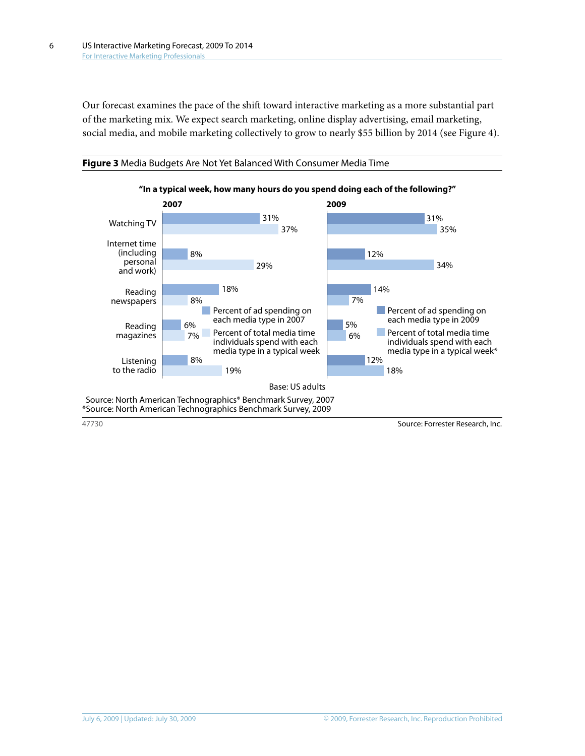Our forecast examines the pace of the shift toward interactive marketing as a more substantial part of the marketing mix. We expect search marketing, online display advertising, email marketing, social media, and mobile marketing collectively to grow to nearly $55 billion by 2014 (see Figure 4).

**Figure 3** Media Budgets Are Not Yet Balanced With Consumer Media Time

**"In a typical week, how many hours do you spend doing each of the following?"**

| Media type | 2007: Percent of ad spending on each media type in 2007 | 2007: Percent of total media time individuals spend with each media type in a typical week | 2009: Percent of ad spending on each media type in 2009 | 2009: Percent of total media time individuals spend with each media type in a typical week* |
|---|---|---|---|---|
| Watching TV | 31% | 37% | 31% | 35% |
| Internet time (including personal and work) | 8% | 29% | 12% | 34% |
| Reading newspapers | 18% | 8% | 14% | 7% |
| Reading magazines | 6% | 7% | 5% | 6% |
| Listening to the radio | 8% | 19% | 12% | 18% |

Base: US adults

Source: North American Technographics® Benchmark Survey, 2007
*Source: North American Technographics Benchmark Survey, 2009

47730

Source: Forrester Research, Inc.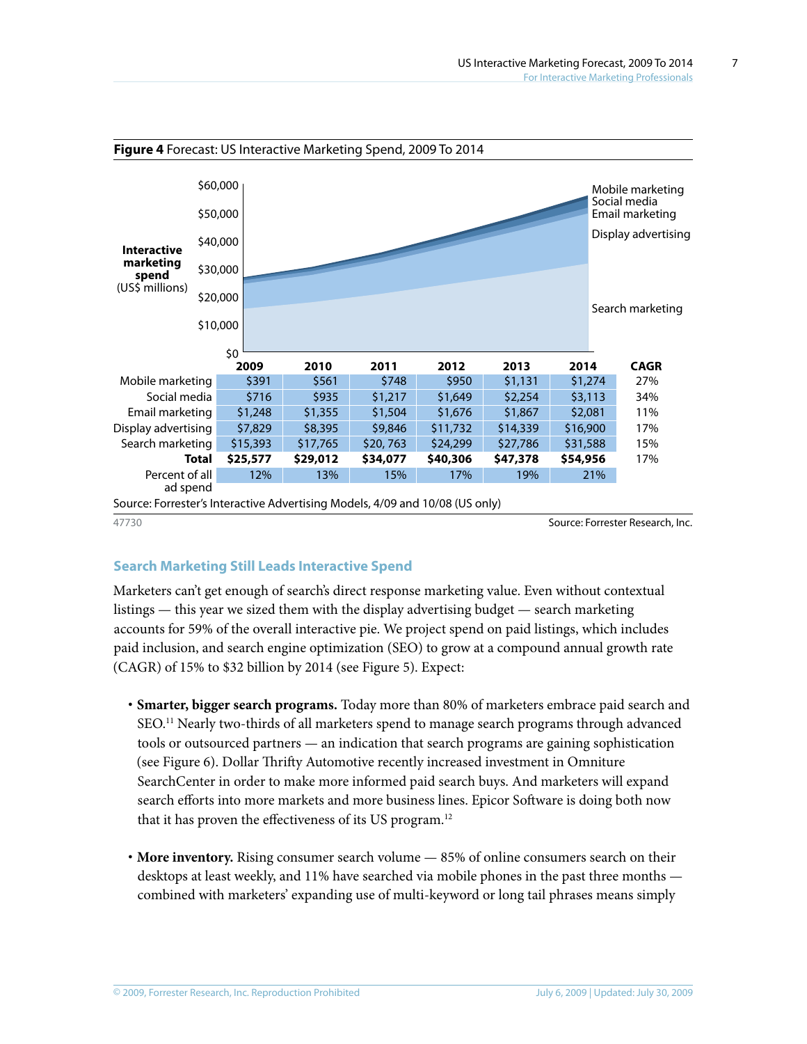**Figure 4** Forecast: US Interactive Marketing Spend, 2009 To 2014

| | 2009 | 2010 | 2011 | 2012 | 2013 | 2014 | CAGR |
|---|---|---|---|---|---|---|---|
| Mobile marketing | $391 | $561 | $748 | $950 | $1,131 | $1,274 | 27% |
| Social media | $716 | $935 | $1,217 | $1,649 | $2,254 | $3,113 | 34% |
| Email marketing | $1,248 | $1,355 | $1,504 | $1,676 | $1,867 | $2,081 | 11% |
| Display advertising | $7,829 | $8,395 | $9,846 | $11,732 | $14,339 | $16,900 | 17% |
| Search marketing | $15,393 | $17,765 | $20, 763 | $24,299 | $27,786 | $31,588 | 15% |
| **Total** | **$25,577** | **$29,012** | **$34,077** | **$40,306** | **$47,378** | **$54,956** | 17% |
| Percent of all ad spend | 12% | 13% | 15% | 17% | 19% | 21% | |

Interactive marketing spend (US$ millions)

Source: Forrester's Interactive Advertising Models, 4/09 and 10/08 (US only)

47730 Source: Forrester Research, Inc.

### Search Marketing Still Leads Interactive Spend

Marketers can't get enough of search's direct response marketing value. Even without contextual listings — this year we sized them with the display advertising budget — search marketing accounts for 59% of the overall interactive pie. We project spend on paid listings, which includes paid inclusion, and search engine optimization (SEO) to grow at a compound annual growth rate (CAGR) of 15% to $32 billion by 2014 (see Figure 5). Expect:

- **Smarter, bigger search programs.** Today more than 80% of marketers embrace paid search and SEO.[11] Nearly two-thirds of all marketers spend to manage search programs through advanced tools or outsourced partners — an indication that search programs are gaining sophistication (see Figure 6). Dollar Thrifty Automotive recently increased investment in Omniture SearchCenter in order to make more informed paid search buys. And marketers will expand search efforts into more markets and more business lines. Epicor Software is doing both now that it has proven the effectiveness of its US program.[12]

- **More inventory.** Rising consumer search volume — 85% of online consumers search on their desktops at least weekly, and 11% have searched via mobile phones in the past three months — combined with marketers' expanding use of multi-keyword or long tail phrases means simply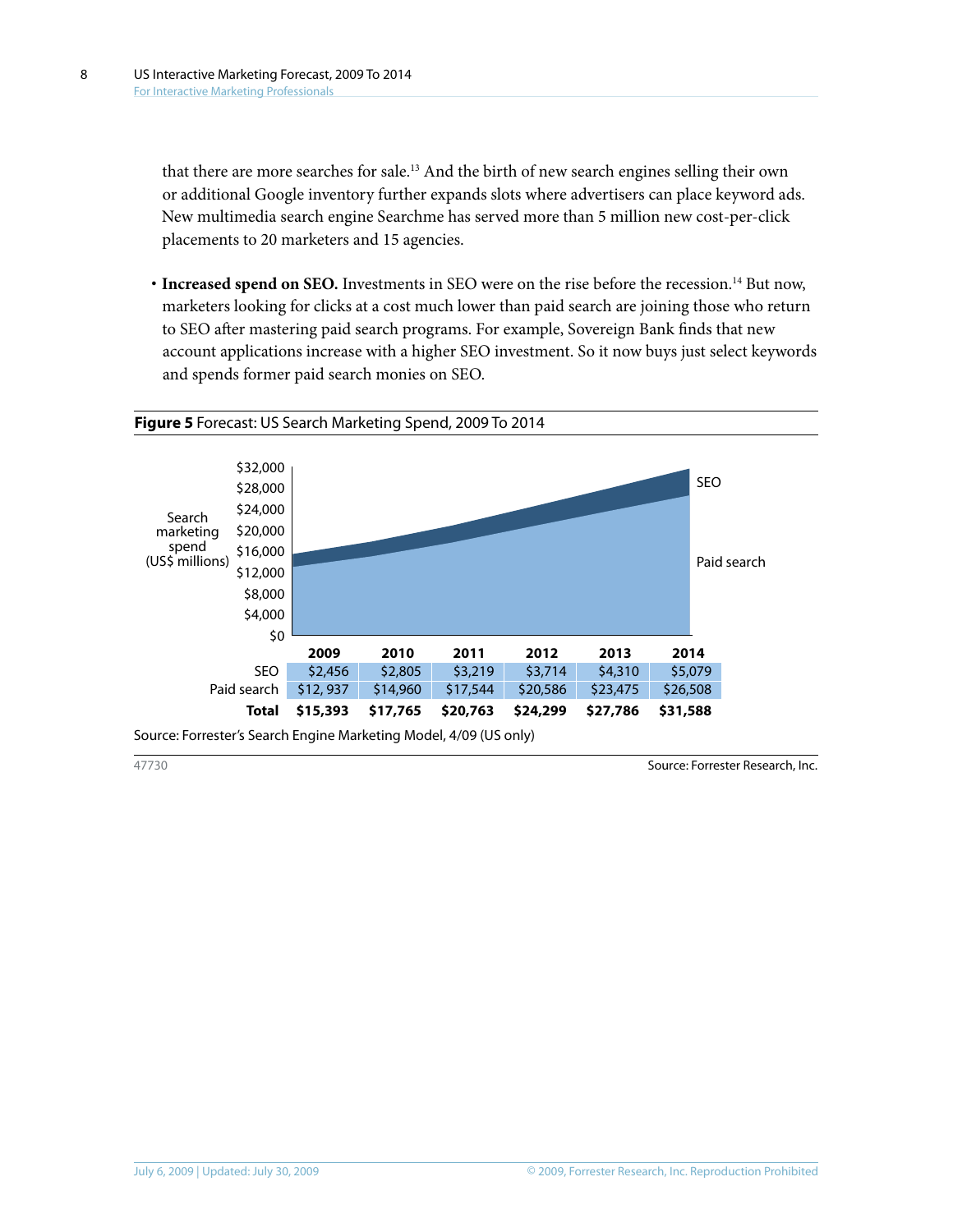that there are more searches for sale.[13] And the birth of new search engines selling their own or additional Google inventory further expands slots where advertisers can place keyword ads. New multimedia search engine Searchme has served more than 5 million new cost-per-click placements to 20 marketers and 15 agencies.

- **Increased spend on SEO.** Investments in SEO were on the rise before the recession.[14] But now, marketers looking for clicks at a cost much lower than paid search are joining those who return to SEO after mastering paid search programs. For example, Sovereign Bank finds that new account applications increase with a higher SEO investment. So it now buys just select keywords and spends former paid search monies on SEO.

**Figure 5** Forecast: US Search Marketing Spend, 2009 To 2014

Search marketing spend (US$ millions)

| | 2009 | 2010 | 2011 | 2012 | 2013 | 2014 |
|---|---|---|---|---|---|---|
| SEO | $2,456 | $2,805 | $3,219 | $3,714 | $4,310 | $5,079 |
| Paid search | $12, 937 | $14,960 | $17,544 | $20,586 | $23,475 | $26,508 |
| **Total** | **$15,393** | **$17,765** | **$20,763** | **$24,299** | **$27,786** | **$31,588** |

Source: Forrester's Search Engine Marketing Model, 4/09 (US only)

47730

Source: Forrester Research, Inc.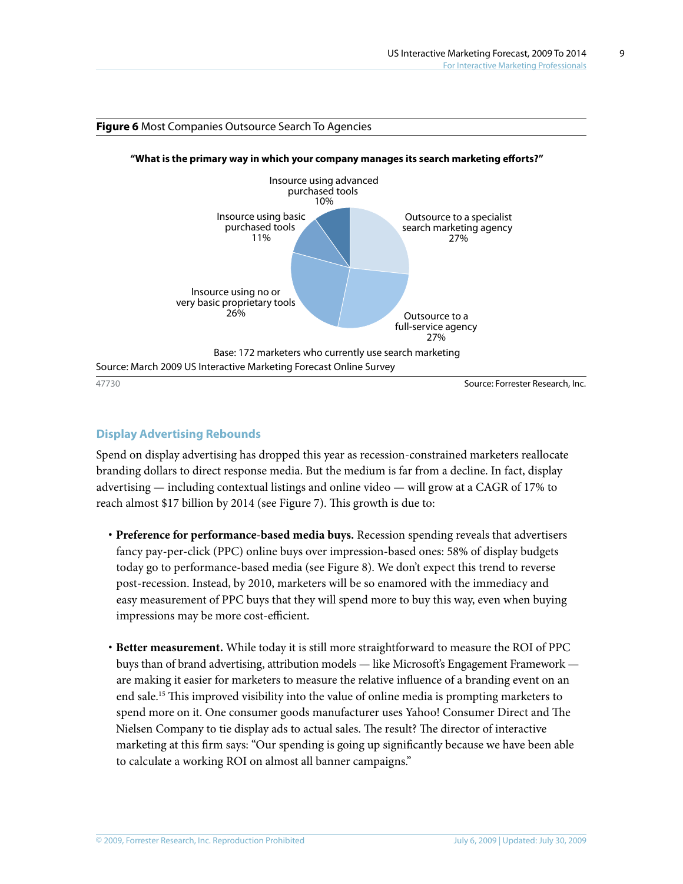**Figure 6** Most Companies Outsource Search To Agencies

**"What is the primary way in which your company manages its search marketing efforts?"**

| Response | Percentage |
|---|---|
| Outsource to a specialist search marketing agency | 27% |
| Outsource to a full-service agency | 27% |
| Insource using no or very basic proprietary tools | 26% |
| Insource using basic purchased tools | 11% |
| Insource using advanced purchased tools | 10% |

Base: 172 marketers who currently use search marketing

Source: March 2009 US Interactive Marketing Forecast Online Survey

47730

Source: Forrester Research, Inc.

## Display Advertising Rebounds

Spend on display advertising has dropped this year as recession-constrained marketers reallocate branding dollars to direct response media. But the medium is far from a decline. In fact, display advertising — including contextual listings and online video — will grow at a CAGR of 17% to reach almost $17 billion by 2014 (see Figure 7). This growth is due to:

- **Preference for performance-based media buys.** Recession spending reveals that advertisers fancy pay-per-click (PPC) online buys over impression-based ones: 58% of display budgets today go to performance-based media (see Figure 8). We don't expect this trend to reverse post-recession. Instead, by 2010, marketers will be so enamored with the immediacy and easy measurement of PPC buys that they will spend more to buy this way, even when buying impressions may be more cost-efficient.

- **Better measurement.** While today it is still more straightforward to measure the ROI of PPC buys than of brand advertising, attribution models — like Microsoft's Engagement Framework — are making it easier for marketers to measure the relative influence of a branding event on an end sale.[15] This improved visibility into the value of online media is prompting marketers to spend more on it. One consumer goods manufacturer uses Yahoo! Consumer Direct and The Nielsen Company to tie display ads to actual sales. The result? The director of interactive marketing at this firm says: "Our spending is going up significantly because we have been able to calculate a working ROI on almost all banner campaigns."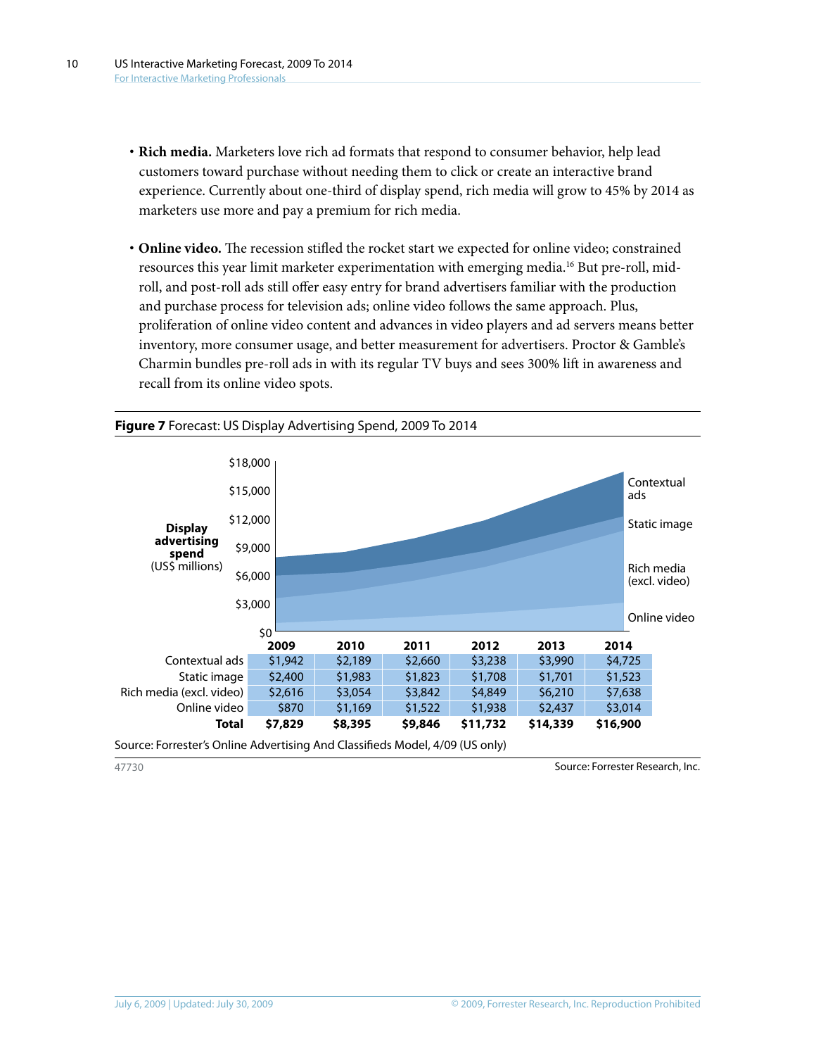- **Rich media.** Marketers love rich ad formats that respond to consumer behavior, help lead customers toward purchase without needing them to click or create an interactive brand experience. Currently about one-third of display spend, rich media will grow to 45% by 2014 as marketers use more and pay a premium for rich media.

- **Online video.** The recession stifled the rocket start we expected for online video; constrained resources this year limit marketer experimentation with emerging media.[16] But pre-roll, mid-roll, and post-roll ads still offer easy entry for brand advertisers familiar with the production and purchase process for television ads; online video follows the same approach. Plus, proliferation of online video content and advances in video players and ad servers means better inventory, more consumer usage, and better measurement for advertisers. Proctor & Gamble's Charmin bundles pre-roll ads in with its regular TV buys and sees 300% lift in awareness and recall from its online video spots.

**Figure 7** Forecast: US Display Advertising Spend, 2009 To 2014

Display advertising spend (US$ millions)

| | 2009 | 2010 | 2011 | 2012 | 2013 | 2014 |
|---|---|---|---|---|---|---|
| Contextual ads | $1,942 | $2,189 | $2,660 | $3,238 | $3,990 | $4,725 |
| Static image | $2,400 | $1,983 | $1,823 | $1,708 | $1,701 | $1,523 |
| Rich media (excl. video) | $2,616 | $3,054 | $3,842 | $4,849 | $6,210 | $7,638 |
| Online video | $870 | $1,169 | $1,522 | $1,938 | $2,437 | $3,014 |
| **Total** | **$7,829** | **$8,395** | **$9,846** | **$11,732** | **$14,339** | **$16,900** |

Source: Forrester's Online Advertising And Classifieds Model, 4/09 (US only)

47730

Source: Forrester Research, Inc.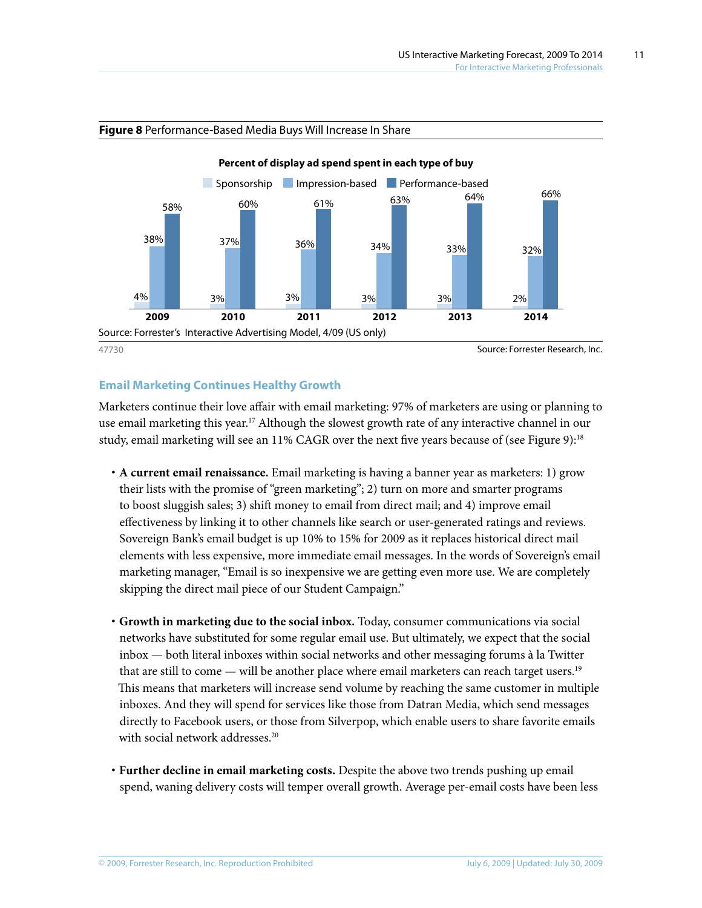**Figure 8** Performance-Based Media Buys Will Increase In Share

**Percent of display ad spend spent in each type of buy**

| | 2009 | 2010 | 2011 | 2012 | 2013 | 2014 |
|---|---|---|---|---|---|---|
| Sponsorship | 4% | 3% | 3% | 3% | 3% | 2% |
| Impression-based | 38% | 37% | 36% | 34% | 33% | 32% |
| Performance-based | 58% | 60% | 61% | 63% | 64% | 66% |

Source: Forrester's Interactive Advertising Model, 4/09 (US only)

47730 Source: Forrester Research, Inc.

## Email Marketing Continues Healthy Growth

Marketers continue their love affair with email marketing: 97% of marketers are using or planning to use email marketing this year.[17] Although the slowest growth rate of any interactive channel in our study, email marketing will see an 11% CAGR over the next five years because of (see Figure 9):[18]

- **A current email renaissance.** Email marketing is having a banner year as marketers: 1) grow their lists with the promise of "green marketing"; 2) turn on more and smarter programs to boost sluggish sales; 3) shift money to email from direct mail; and 4) improve email effectiveness by linking it to other channels like search or user-generated ratings and reviews. Sovereign Bank's email budget is up 10% to 15% for 2009 as it replaces historical direct mail elements with less expensive, more immediate email messages. In the words of Sovereign's email marketing manager, "Email is so inexpensive we are getting even more use. We are completely skipping the direct mail piece of our Student Campaign."

- **Growth in marketing due to the social inbox.** Today, consumer communications via social networks have substituted for some regular email use. But ultimately, we expect that the social inbox — both literal inboxes within social networks and other messaging forums à la Twitter that are still to come — will be another place where email marketers can reach target users.[19] This means that marketers will increase send volume by reaching the same customer in multiple inboxes. And they will spend for services like those from Datran Media, which send messages directly to Facebook users, or those from Silverpop, which enable users to share favorite emails with social network addresses.[20]

- **Further decline in email marketing costs.** Despite the above two trends pushing up email spend, waning delivery costs will temper overall growth. Average per-email costs have been less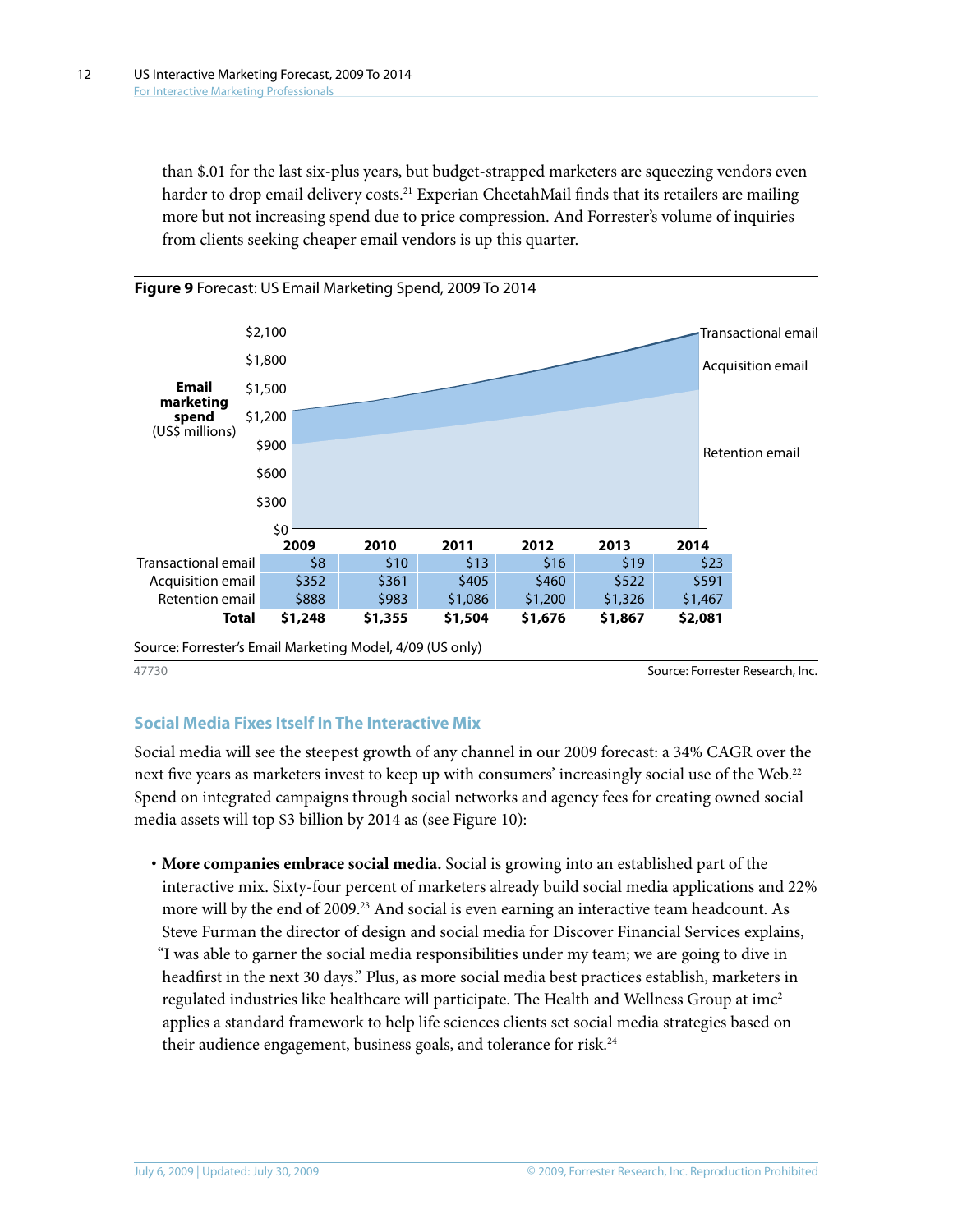than $.01 for the last six-plus years, but budget-strapped marketers are squeezing vendors even harder to drop email delivery costs.[21] Experian CheetahMail finds that its retailers are mailing more but not increasing spend due to price compression. And Forrester's volume of inquiries from clients seeking cheaper email vendors is up this quarter.

**Figure 9** Forecast: US Email Marketing Spend, 2009 To 2014

| | 2009 | 2010 | 2011 | 2012 | 2013 | 2014 |
|---|---|---|---|---|---|---|
| Transactional email | $8 | $10 | $13 | $16 | $19 | $23 |
| Acquisition email | $352 | $361 | $405 | $460 | $522 | $591 |
| Retention email | $888 | $983 | $1,086 | $1,200 | $1,326 | $1,467 |
| **Total** | **$1,248** | **$1,355** | **$1,504** | **$1,676** | **$1,867** | **$2,081** |

Email marketing spend (US$ millions)

Source: Forrester's Email Marketing Model, 4/09 (US only)

47730 Source: Forrester Research, Inc.

## Social Media Fixes Itself In The Interactive Mix

Social media will see the steepest growth of any channel in our 2009 forecast: a 34% CAGR over the next five years as marketers invest to keep up with consumers' increasingly social use of the Web.[22] Spend on integrated campaigns through social networks and agency fees for creating owned social media assets will top $3 billion by 2014 as (see Figure 10):

- **More companies embrace social media.** Social is growing into an established part of the interactive mix. Sixty-four percent of marketers already build social media applications and 22% more will by the end of 2009.[23] And social is even earning an interactive team headcount. As Steve Furman the director of design and social media for Discover Financial Services explains, "I was able to garner the social media responsibilities under my team; we are going to dive in headfirst in the next 30 days." Plus, as more social media best practices establish, marketers in regulated industries like healthcare will participate. The Health and Wellness Group at imc[2] applies a standard framework to help life sciences clients set social media strategies based on their audience engagement, business goals, and tolerance for risk.[24]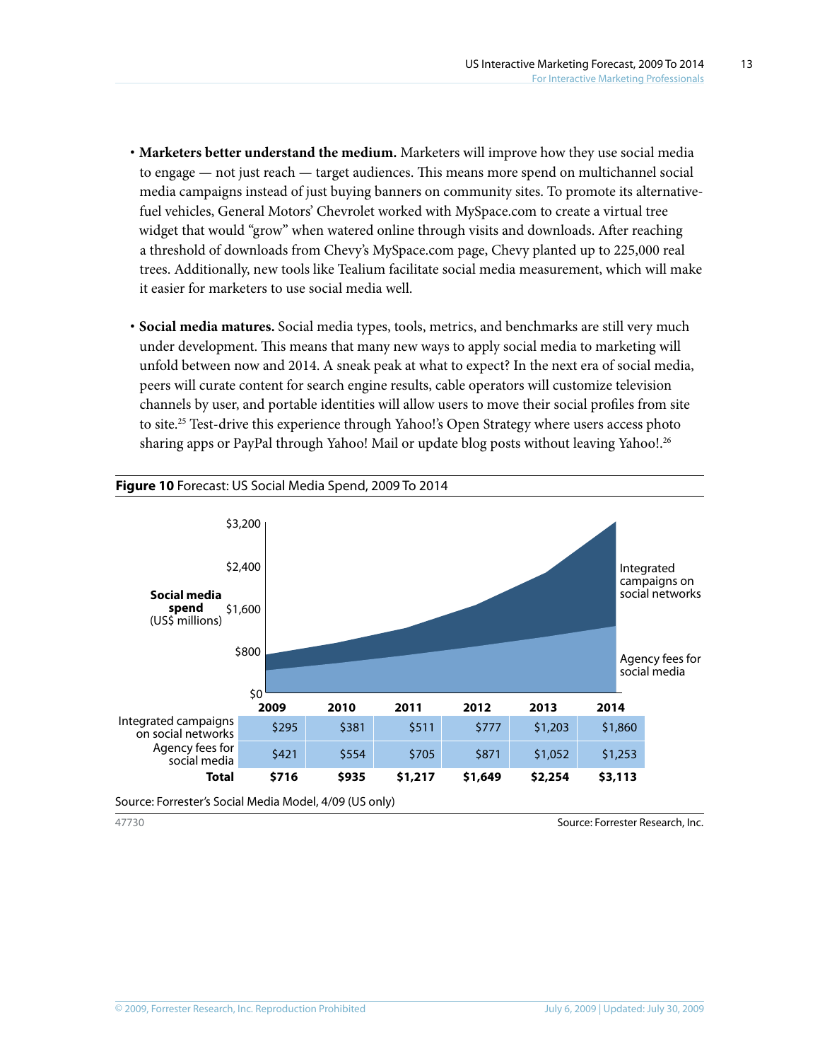- **Marketers better understand the medium.** Marketers will improve how they use social media to engage — not just reach — target audiences. This means more spend on multichannel social media campaigns instead of just buying banners on community sites. To promote its alternative-fuel vehicles, General Motors' Chevrolet worked with MySpace.com to create a virtual tree widget that would "grow" when watered online through visits and downloads. After reaching a threshold of downloads from Chevy's MySpace.com page, Chevy planted up to 225,000 real trees. Additionally, new tools like Tealium facilitate social media measurement, which will make it easier for marketers to use social media well.

- **Social media matures.** Social media types, tools, metrics, and benchmarks are still very much under development. This means that many new ways to apply social media to marketing will unfold between now and 2014. A sneak peak at what to expect? In the next era of social media, peers will curate content for search engine results, cable operators will customize television channels by user, and portable identities will allow users to move their social profiles from site to site.[25] Test-drive this experience through Yahoo!'s Open Strategy where users access photo sharing apps or PayPal through Yahoo! Mail or update blog posts without leaving Yahoo!.[26]

**Figure 10** Forecast: US Social Media Spend, 2009 To 2014

| | 2009 | 2010 | 2011 | 2012 | 2013 | 2014 |
|---|---|---|---|---|---|---|
| Integrated campaigns on social networks | $295 | $381 | $511 | $777 | $1,203 | $1,860 |
| Agency fees for social media | $421 | $554 | $705 | $871 | $1,052 | $1,253 |
| **Total** | **$716** | **$935** | **$1,217** | **$1,649** | **$2,254** | **$3,113** |

Social media spend (US$ millions)

Source: Forrester's Social Media Model, 4/09 (US only)

47730 Source: Forrester Research, Inc.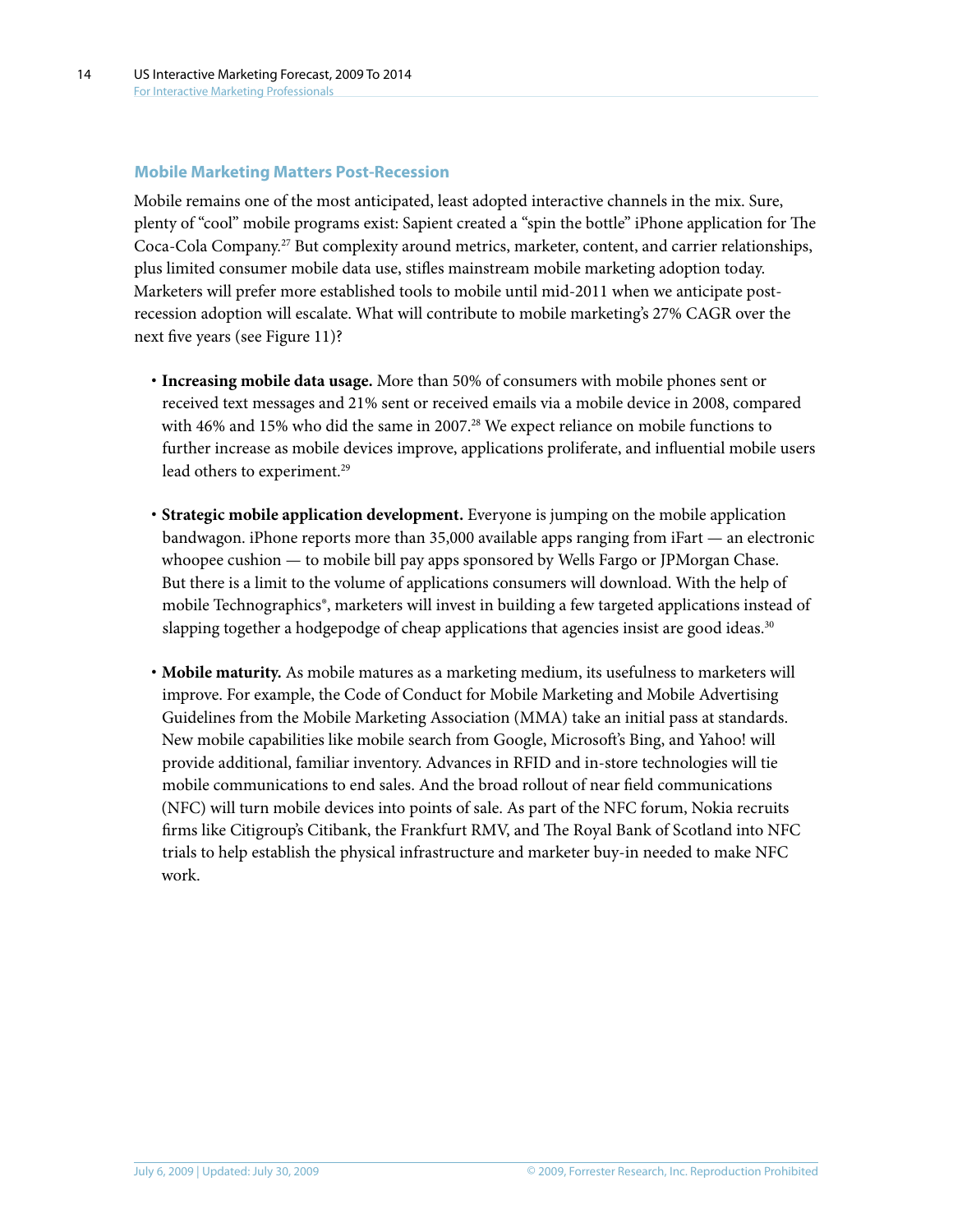## Mobile Marketing Matters Post-Recession

Mobile remains one of the most anticipated, least adopted interactive channels in the mix. Sure, plenty of "cool" mobile programs exist: Sapient created a "spin the bottle" iPhone application for The Coca-Cola Company.[27] But complexity around metrics, marketer, content, and carrier relationships, plus limited consumer mobile data use, stifles mainstream mobile marketing adoption today. Marketers will prefer more established tools to mobile until mid-2011 when we anticipate post-recession adoption will escalate. What will contribute to mobile marketing's 27% CAGR over the next five years (see Figure 11)?

- **Increasing mobile data usage.** More than 50% of consumers with mobile phones sent or received text messages and 21% sent or received emails via a mobile device in 2008, compared with 46% and 15% who did the same in 2007.[28] We expect reliance on mobile functions to further increase as mobile devices improve, applications proliferate, and influential mobile users lead others to experiment.[29]

- **Strategic mobile application development.** Everyone is jumping on the mobile application bandwagon. iPhone reports more than 35,000 available apps ranging from iFart — an electronic whoopee cushion — to mobile bill pay apps sponsored by Wells Fargo or JPMorgan Chase. But there is a limit to the volume of applications consumers will download. With the help of mobile Technographics®, marketers will invest in building a few targeted applications instead of slapping together a hodgepodge of cheap applications that agencies insist are good ideas.[30]

- **Mobile maturity.** As mobile matures as a marketing medium, its usefulness to marketers will improve. For example, the Code of Conduct for Mobile Marketing and Mobile Advertising Guidelines from the Mobile Marketing Association (MMA) take an initial pass at standards. New mobile capabilities like mobile search from Google, Microsoft's Bing, and Yahoo! will provide additional, familiar inventory. Advances in RFID and in-store technologies will tie mobile communications to end sales. And the broad rollout of near field communications (NFC) will turn mobile devices into points of sale. As part of the NFC forum, Nokia recruits firms like Citigroup's Citibank, the Frankfurt RMV, and The Royal Bank of Scotland into NFC trials to help establish the physical infrastructure and marketer buy-in needed to make NFC work.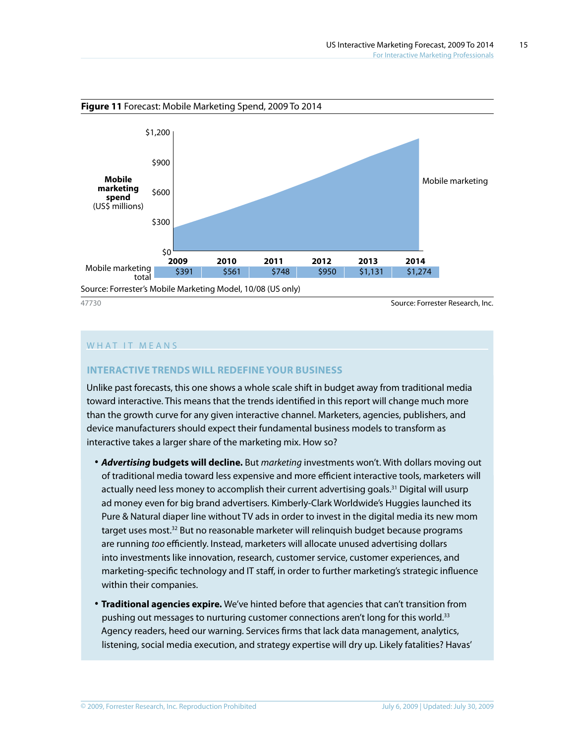**Figure 11** Forecast: Mobile Marketing Spend, 2009 To 2014

| | 2009 | 2010 | 2011 | 2012 | 2013 | 2014 |
|---|---|---|---|---|---|---|
| Mobile marketing total | $391 | $561 | $748 | $950 | $1,131 | $1,274 |

Mobile marketing spend (US$ millions)

Source: Forrester's Mobile Marketing Model, 10/08 (US only)

47730 Source: Forrester Research, Inc.

## WHAT IT MEANS

### INTERACTIVE TRENDS WILL REDEFINE YOUR BUSINESS

Unlike past forecasts, this one shows a whole scale shift in budget away from traditional media toward interactive. This means that the trends identified in this report will change much more than the growth curve for any given interactive channel. Marketers, agencies, publishers, and device manufacturers should expect their fundamental business models to transform as interactive takes a larger share of the marketing mix. How so?

- ***Advertising* budgets will decline.** But *marketing* investments won't. With dollars moving out of traditional media toward less expensive and more efficient interactive tools, marketers will actually need less money to accomplish their current advertising goals.[31] Digital will usurp ad money even for big brand advertisers. Kimberly-Clark Worldwide's Huggies launched its Pure & Natural diaper line without TV ads in order to invest in the digital media its new mom target uses most.[32] But no reasonable marketer will relinquish budget because programs are running *too* efficiently. Instead, marketers will allocate unused advertising dollars into investments like innovation, research, customer service, customer experiences, and marketing-specific technology and IT staff, in order to further marketing's strategic influence within their companies.
- **Traditional agencies expire.** We've hinted before that agencies that can't transition from pushing out messages to nurturing customer connections aren't long for this world.[33] Agency readers, heed our warning. Services firms that lack data management, analytics, listening, social media execution, and strategy expertise will dry up. Likely fatalities? Havas'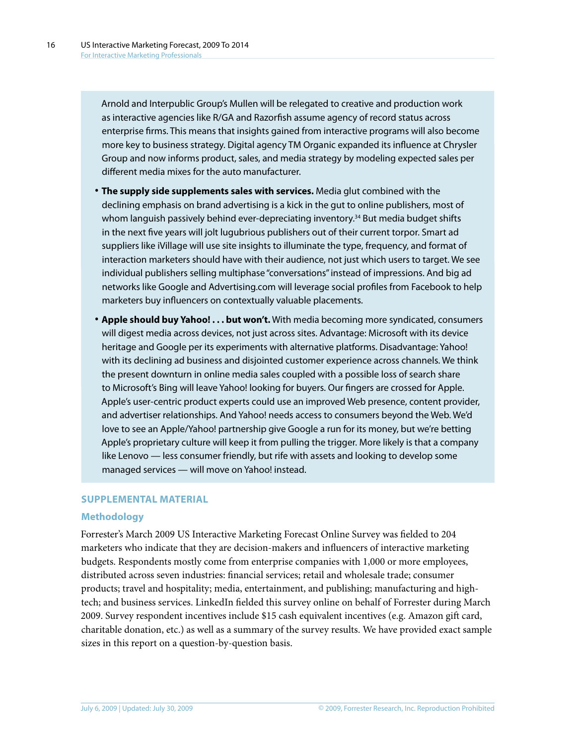Arnold and Interpublic Group's Mullen will be relegated to creative and production work as interactive agencies like R/GA and Razorfish assume agency of record status across enterprise firms. This means that insights gained from interactive programs will also become more key to business strategy. Digital agency TM Organic expanded its influence at Chrysler Group and now informs product, sales, and media strategy by modeling expected sales per different media mixes for the auto manufacturer.

- **The supply side supplements sales with services.** Media glut combined with the declining emphasis on brand advertising is a kick in the gut to online publishers, most of whom languish passively behind ever-depreciating inventory.[34] But media budget shifts in the next five years will jolt lugubrious publishers out of their current torpor. Smart ad suppliers like iVillage will use site insights to illuminate the type, frequency, and format of interaction marketers should have with their audience, not just which users to target. We see individual publishers selling multiphase "conversations" instead of impressions. And big ad networks like Google and Advertising.com will leverage social profiles from Facebook to help marketers buy influencers on contextually valuable placements.
- **Apple should buy Yahoo! . . . but won't.** With media becoming more syndicated, consumers will digest media across devices, not just across sites. Advantage: Microsoft with its device heritage and Google per its experiments with alternative platforms. Disadvantage: Yahoo! with its declining ad business and disjointed customer experience across channels. We think the present downturn in online media sales coupled with a possible loss of search share to Microsoft's Bing will leave Yahoo! looking for buyers. Our fingers are crossed for Apple. Apple's user-centric product experts could use an improved Web presence, content provider, and advertiser relationships. And Yahoo! needs access to consumers beyond the Web. We'd love to see an Apple/Yahoo! partnership give Google a run for its money, but we're betting Apple's proprietary culture will keep it from pulling the trigger. More likely is that a company like Lenovo — less consumer friendly, but rife with assets and looking to develop some managed services — will move on Yahoo! instead.

## SUPPLEMENTAL MATERIAL

### Methodology

Forrester's March 2009 US Interactive Marketing Forecast Online Survey was fielded to 204 marketers who indicate that they are decision-makers and influencers of interactive marketing budgets. Respondents mostly come from enterprise companies with 1,000 or more employees, distributed across seven industries: financial services; retail and wholesale trade; consumer products; travel and hospitality; media, entertainment, and publishing; manufacturing and high-tech; and business services. LinkedIn fielded this survey online on behalf of Forrester during March 2009. Survey respondent incentives include $15 cash equivalent incentives (e.g. Amazon gift card, charitable donation, etc.) as well as a summary of the survey results. We have provided exact sample sizes in this report on a question-by-question basis.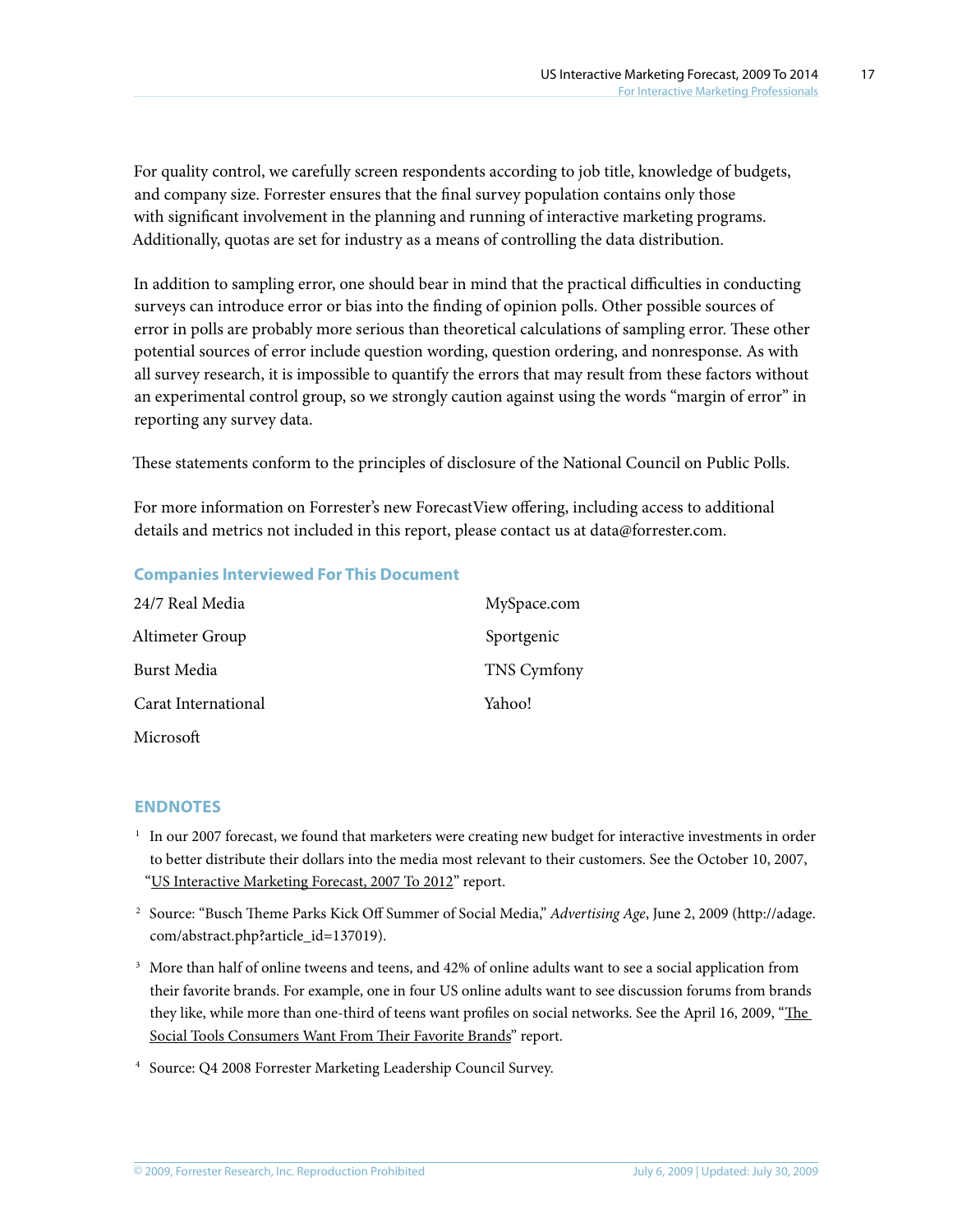For quality control, we carefully screen respondents according to job title, knowledge of budgets, and company size. Forrester ensures that the final survey population contains only those with significant involvement in the planning and running of interactive marketing programs. Additionally, quotas are set for industry as a means of controlling the data distribution.

In addition to sampling error, one should bear in mind that the practical difficulties in conducting surveys can introduce error or bias into the finding of opinion polls. Other possible sources of error in polls are probably more serious than theoretical calculations of sampling error. These other potential sources of error include question wording, question ordering, and nonresponse. As with all survey research, it is impossible to quantify the errors that may result from these factors without an experimental control group, so we strongly caution against using the words "margin of error" in reporting any survey data.

These statements conform to the principles of disclosure of the National Council on Public Polls.

For more information on Forrester's new ForecastView offering, including access to additional details and metrics not included in this report, please contact us at data@forrester.com.

## Companies Interviewed For This Document

24/7 Real Media

Altimeter Group

Burst Media

Carat International

Microsoft

MySpace.com

Sportgenic

TNS Cymfony

Yahoo!

## ENDNOTES

[1] In our 2007 forecast, we found that marketers were creating new budget for interactive investments in order to better distribute their dollars into the media most relevant to their customers. See the October 10, 2007, "US Interactive Marketing Forecast, 2007 To 2012" report.

[2] Source: "Busch Theme Parks Kick Off Summer of Social Media," *Advertising Age*, June 2, 2009 (http://adage.com/abstract.php?article_id=137019).

[3] More than half of online tweens and teens, and 42% of online adults want to see a social application from their favorite brands. For example, one in four US online adults want to see discussion forums from brands they like, while more than one-third of teens want profiles on social networks. See the April 16, 2009, "The Social Tools Consumers Want From Their Favorite Brands" report.

[4] Source: Q4 2008 Forrester Marketing Leadership Council Survey.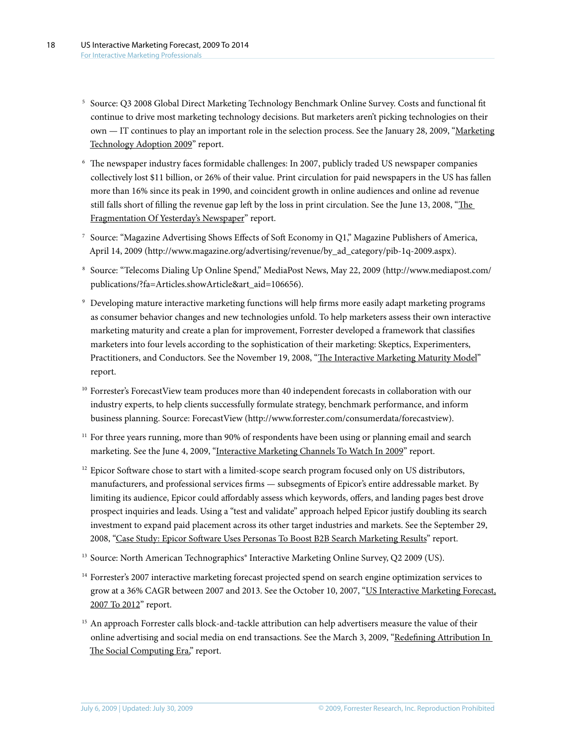[5] Source: Q3 2008 Global Direct Marketing Technology Benchmark Online Survey. Costs and functional fit continue to drive most marketing technology decisions. But marketers aren't picking technologies on their own — IT continues to play an important role in the selection process. See the January 28, 2009, "Marketing Technology Adoption 2009" report.

[6] The newspaper industry faces formidable challenges: In 2007, publicly traded US newspaper companies collectively lost $11 billion, or 26% of their value. Print circulation for paid newspapers in the US has fallen more than 16% since its peak in 1990, and coincident growth in online audiences and online ad revenue still falls short of filling the revenue gap left by the loss in print circulation. See the June 13, 2008, "The Fragmentation Of Yesterday's Newspaper" report.

[7] Source: "Magazine Advertising Shows Effects of Soft Economy in Q1," Magazine Publishers of America, April 14, 2009 (http://www.magazine.org/advertising/revenue/by_ad_category/pib-1q-2009.aspx).

[8] Source: "Telecoms Dialing Up Online Spend," MediaPost News, May 22, 2009 (http://www.mediapost.com/publications/?fa=Articles.showArticle&art_aid=106656).

[9] Developing mature interactive marketing functions will help firms more easily adapt marketing programs as consumer behavior changes and new technologies unfold. To help marketers assess their own interactive marketing maturity and create a plan for improvement, Forrester developed a framework that classifies marketers into four levels according to the sophistication of their marketing: Skeptics, Experimenters, Practitioners, and Conductors. See the November 19, 2008, "The Interactive Marketing Maturity Model" report.

[10] Forrester's ForecastView team produces more than 40 independent forecasts in collaboration with our industry experts, to help clients successfully formulate strategy, benchmark performance, and inform business planning. Source: ForecastView (http://www.forrester.com/consumerdata/forecastview).

[11] For three years running, more than 90% of respondents have been using or planning email and search marketing. See the June 4, 2009, "Interactive Marketing Channels To Watch In 2009" report.

[12] Epicor Software chose to start with a limited-scope search program focused only on US distributors, manufacturers, and professional services firms — subsegments of Epicor's entire addressable market. By limiting its audience, Epicor could affordably assess which keywords, offers, and landing pages best drove prospect inquiries and leads. Using a "test and validate" approach helped Epicor justify doubling its search investment to expand paid placement across its other target industries and markets. See the September 29, 2008, "Case Study: Epicor Software Uses Personas To Boost B2B Search Marketing Results" report.

[13] Source: North American Technographics® Interactive Marketing Online Survey, Q2 2009 (US).

[14] Forrester's 2007 interactive marketing forecast projected spend on search engine optimization services to grow at a 36% CAGR between 2007 and 2013. See the October 10, 2007, "US Interactive Marketing Forecast, 2007 To 2012" report.

[15] An approach Forrester calls block-and-tackle attribution can help advertisers measure the value of their online advertising and social media on end transactions. See the March 3, 2009, "Redefining Attribution In The Social Computing Era," report.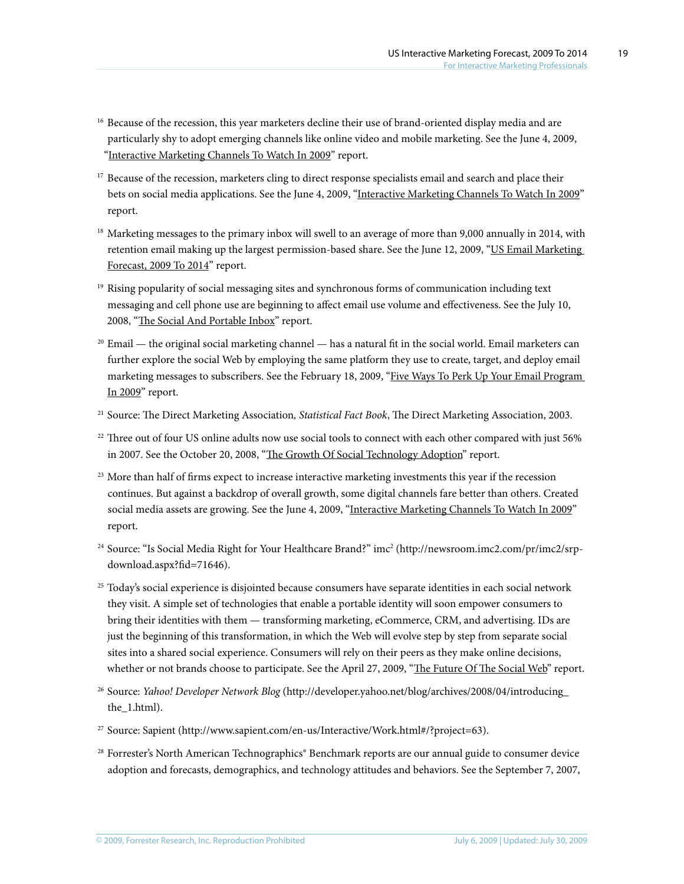[16] Because of the recession, this year marketers decline their use of brand-oriented display media and are particularly shy to adopt emerging channels like online video and mobile marketing. See the June 4, 2009, "Interactive Marketing Channels To Watch In 2009" report.

[17] Because of the recession, marketers cling to direct response specialists email and search and place their bets on social media applications. See the June 4, 2009, "Interactive Marketing Channels To Watch In 2009" report.

[18] Marketing messages to the primary inbox will swell to an average of more than 9,000 annually in 2014, with retention email making up the largest permission-based share. See the June 12, 2009, "US Email Marketing Forecast, 2009 To 2014" report.

[19] Rising popularity of social messaging sites and synchronous forms of communication including text messaging and cell phone use are beginning to affect email use volume and effectiveness. See the July 10, 2008, "The Social And Portable Inbox" report.

[20] Email — the original social marketing channel — has a natural fit in the social world. Email marketers can further explore the social Web by employing the same platform they use to create, target, and deploy email marketing messages to subscribers. See the February 18, 2009, "Five Ways To Perk Up Your Email Program In 2009" report.

[21] Source: The Direct Marketing Association, *Statistical Fact Book*, The Direct Marketing Association, 2003.

[22] Three out of four US online adults now use social tools to connect with each other compared with just 56% in 2007. See the October 20, 2008, "The Growth Of Social Technology Adoption" report.

[23] More than half of firms expect to increase interactive marketing investments this year if the recession continues. But against a backdrop of overall growth, some digital channels fare better than others. Created social media assets are growing. See the June 4, 2009, "Interactive Marketing Channels To Watch In 2009" report.

[24] Source: "Is Social Media Right for Your Healthcare Brand?" imc$^2$ (http://newsroom.imc2.com/pr/imc2/srp-download.aspx?fid=71646).

[25] Today's social experience is disjointed because consumers have separate identities in each social network they visit. A simple set of technologies that enable a portable identity will soon empower consumers to bring their identities with them — transforming marketing, eCommerce, CRM, and advertising. IDs are just the beginning of this transformation, in which the Web will evolve step by step from separate social sites into a shared social experience. Consumers will rely on their peers as they make online decisions, whether or not brands choose to participate. See the April 27, 2009, "The Future Of The Social Web" report.

[26] Source: *Yahoo! Developer Network Blog* (http://developer.yahoo.net/blog/archives/2008/04/introducing_the_1.html).

[27] Source: Sapient (http://www.sapient.com/en-us/Interactive/Work.html#/?project=63).

[28] Forrester's North American Technographics® Benchmark reports are our annual guide to consumer device adoption and forecasts, demographics, and technology attitudes and behaviors. See the September 7, 2007,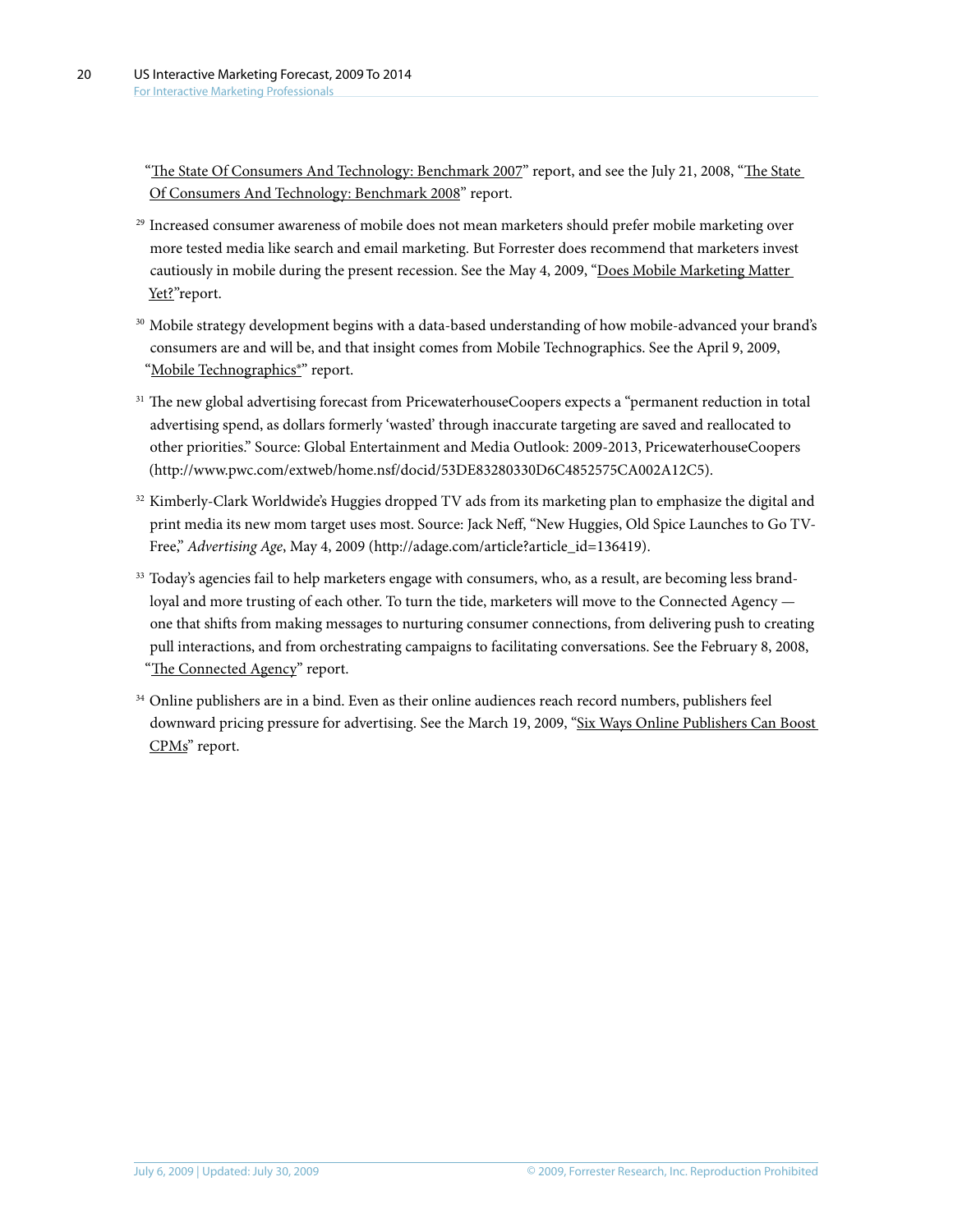"The State Of Consumers And Technology: Benchmark 2007" report, and see the July 21, 2008, "The State Of Consumers And Technology: Benchmark 2008" report.

[29] Increased consumer awareness of mobile does not mean marketers should prefer mobile marketing over more tested media like search and email marketing. But Forrester does recommend that marketers invest cautiously in mobile during the present recession. See the May 4, 2009, "Does Mobile Marketing Matter Yet?"report.

[30] Mobile strategy development begins with a data-based understanding of how mobile-advanced your brand's consumers are and will be, and that insight comes from Mobile Technographics. See the April 9, 2009, "Mobile Technographics®" report.

[31] The new global advertising forecast from PricewaterhouseCoopers expects a "permanent reduction in total advertising spend, as dollars formerly 'wasted' through inaccurate targeting are saved and reallocated to other priorities." Source: Global Entertainment and Media Outlook: 2009-2013, PricewaterhouseCoopers (http://www.pwc.com/extweb/home.nsf/docid/53DE83280330D6C4852575CA002A12C5).

[32] Kimberly-Clark Worldwide's Huggies dropped TV ads from its marketing plan to emphasize the digital and print media its new mom target uses most. Source: Jack Neff, "New Huggies, Old Spice Launches to Go TV-Free," *Advertising Age*, May 4, 2009 (http://adage.com/article?article_id=136419).

[33] Today's agencies fail to help marketers engage with consumers, who, as a result, are becoming less brand-loyal and more trusting of each other. To turn the tide, marketers will move to the Connected Agency — one that shifts from making messages to nurturing consumer connections, from delivering push to creating pull interactions, and from orchestrating campaigns to facilitating conversations. See the February 8, 2008, "The Connected Agency" report.

[34] Online publishers are in a bind. Even as their online audiences reach record numbers, publishers feel downward pricing pressure for advertising. See the March 19, 2009, "Six Ways Online Publishers Can Boost CPMs" report.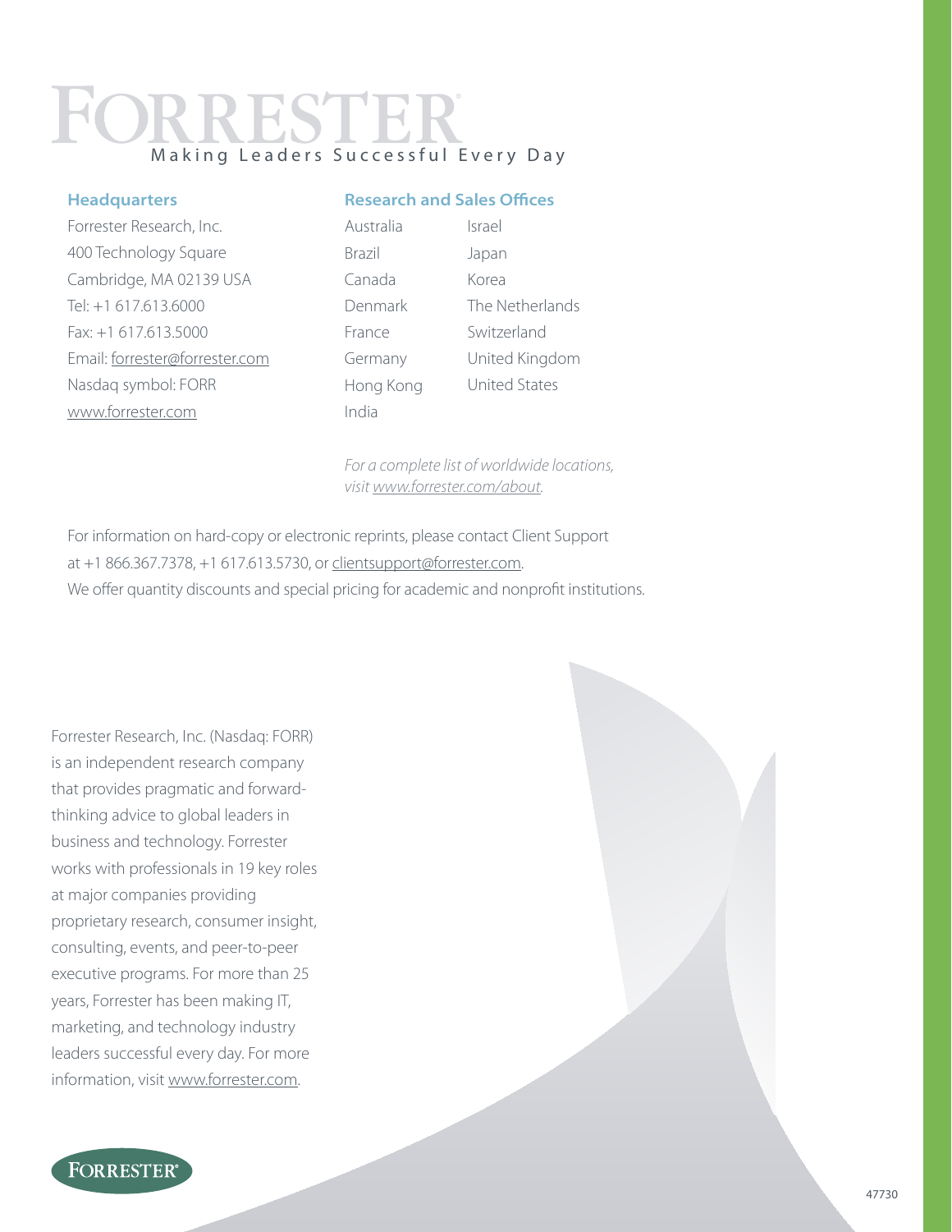# FORRESTER

Making Leaders Successful Every Day

## Headquarters

Forrester Research, Inc.
400 Technology Square
Cambridge, MA 02139 USA
Tel: +1 617.613.6000
Fax: +1 617.613.5000
Email: forrester@forrester.com
Nasdaq symbol: FORR
www.forrester.com

## Research and Sales Offices

- Australia
- Brazil
- Canada
- Denmark
- France
- Germany
- Hong Kong
- India
- Israel
- Japan
- Korea
- The Netherlands
- Switzerland
- United Kingdom
- United States

*For a complete list of worldwide locations, visit www.forrester.com/about.*

For information on hard-copy or electronic reprints, please contact Client Support at +1 866.367.7378, +1 617.613.5730, or clientsupport@forrester.com. We offer quantity discounts and special pricing for academic and nonprofit institutions.

Forrester Research, Inc. (Nasdaq: FORR) is an independent research company that provides pragmatic and forward-thinking advice to global leaders in business and technology. Forrester works with professionals in 19 key roles at major companies providing proprietary research, consumer insight, consulting, events, and peer-to-peer executive programs. For more than 25 years, Forrester has been making IT, marketing, and technology industry leaders successful every day. For more information, visit www.forrester.com.

47730